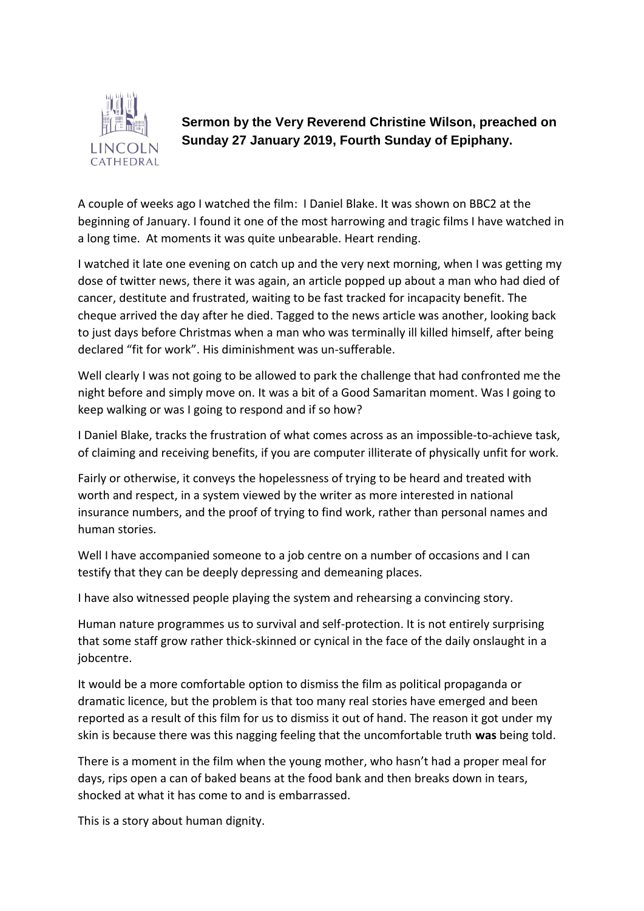**Sermon by the Very Reverend Christine Wilson, preached on Sunday 27 January 2019, Fourth Sunday of Epiphany.**

A couple of weeks ago I watched the film: I Daniel Blake. It was shown on BBC2 at the beginning of January. I found it one of the most harrowing and tragic films I have watched in a long time. At moments it was quite unbearable. Heart rending.

I watched it late one evening on catch up and the very next morning, when I was getting my dose of twitter news, there it was again, an article popped up about a man who had died of cancer, destitute and frustrated, waiting to be fast tracked for incapacity benefit. The cheque arrived the day after he died. Tagged to the news article was another, looking back to just days before Christmas when a man who was terminally ill killed himself, after being declared "fit for work". His diminishment was un-sufferable.

Well clearly I was not going to be allowed to park the challenge that had confronted me the night before and simply move on. It was a bit of a Good Samaritan moment. Was I going to keep walking or was I going to respond and if so how?

I Daniel Blake, tracks the frustration of what comes across as an impossible-to-achieve task, of claiming and receiving benefits, if you are computer illiterate of physically unfit for work.

Fairly or otherwise, it conveys the hopelessness of trying to be heard and treated with worth and respect, in a system viewed by the writer as more interested in national insurance numbers, and the proof of trying to find work, rather than personal names and human stories.

Well I have accompanied someone to a job centre on a number of occasions and I can testify that they can be deeply depressing and demeaning places.

I have also witnessed people playing the system and rehearsing a convincing story.

Human nature programmes us to survival and self-protection. It is not entirely surprising that some staff grow rather thick-skinned or cynical in the face of the daily onslaught in a jobcentre.

It would be a more comfortable option to dismiss the film as political propaganda or dramatic licence, but the problem is that too many real stories have emerged and been reported as a result of this film for us to dismiss it out of hand. The reason it got under my skin is because there was this nagging feeling that the uncomfortable truth **was** being told.

There is a moment in the film when the young mother, who hasn't had a proper meal for days, rips open a can of baked beans at the food bank and then breaks down in tears, shocked at what it has come to and is embarrassed.

This is a story about human dignity.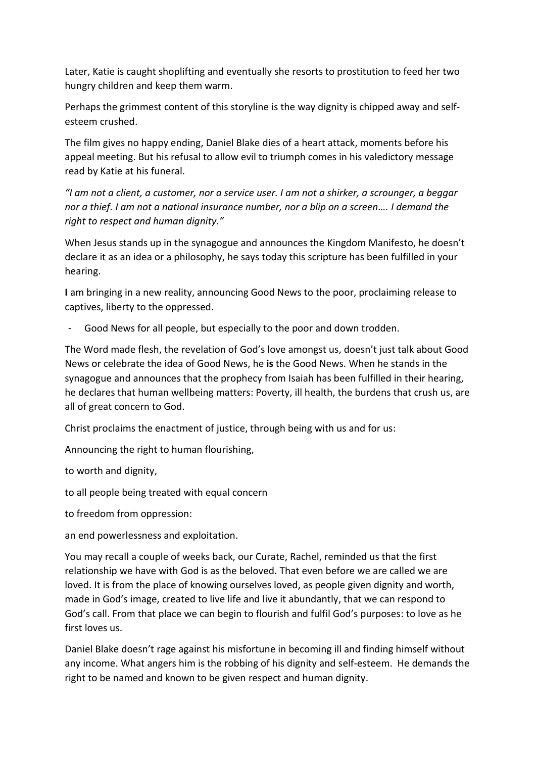Later, Katie is caught shoplifting and eventually she resorts to prostitution to feed her two hungry children and keep them warm.

Perhaps the grimmest content of this storyline is the way dignity is chipped away and self-esteem crushed.

The film gives no happy ending, Daniel Blake dies of a heart attack, moments before his appeal meeting. But his refusal to allow evil to triumph comes in his valedictory message read by Katie at his funeral.

*"I am not a client, a customer, nor a service user. I am not a shirker, a scrounger, a beggar nor a thief. I am not a national insurance number, nor a blip on a screen…. I demand the right to respect and human dignity."*

When Jesus stands up in the synagogue and announces the Kingdom Manifesto, he doesn't declare it as an idea or a philosophy, he says today this scripture has been fulfilled in your hearing.

**I** am bringing in a new reality, announcing Good News to the poor, proclaiming release to captives, liberty to the oppressed.

- Good News for all people, but especially to the poor and down trodden.

The Word made flesh, the revelation of God's love amongst us, doesn't just talk about Good News or celebrate the idea of Good News, he **is** the Good News. When he stands in the synagogue and announces that the prophecy from Isaiah has been fulfilled in their hearing, he declares that human wellbeing matters: Poverty, ill health, the burdens that crush us, are all of great concern to God.

Christ proclaims the enactment of justice, through being with us and for us:

Announcing the right to human flourishing,

to worth and dignity,

to all people being treated with equal concern

to freedom from oppression:

an end powerlessness and exploitation.

You may recall a couple of weeks back, our Curate, Rachel, reminded us that the first relationship we have with God is as the beloved. That even before we are called we are loved. It is from the place of knowing ourselves loved, as people given dignity and worth, made in God's image, created to live life and live it abundantly, that we can respond to God's call. From that place we can begin to flourish and fulfil God's purposes: to love as he first loves us.

Daniel Blake doesn't rage against his misfortune in becoming ill and finding himself without any income. What angers him is the robbing of his dignity and self-esteem. He demands the right to be named and known to be given respect and human dignity.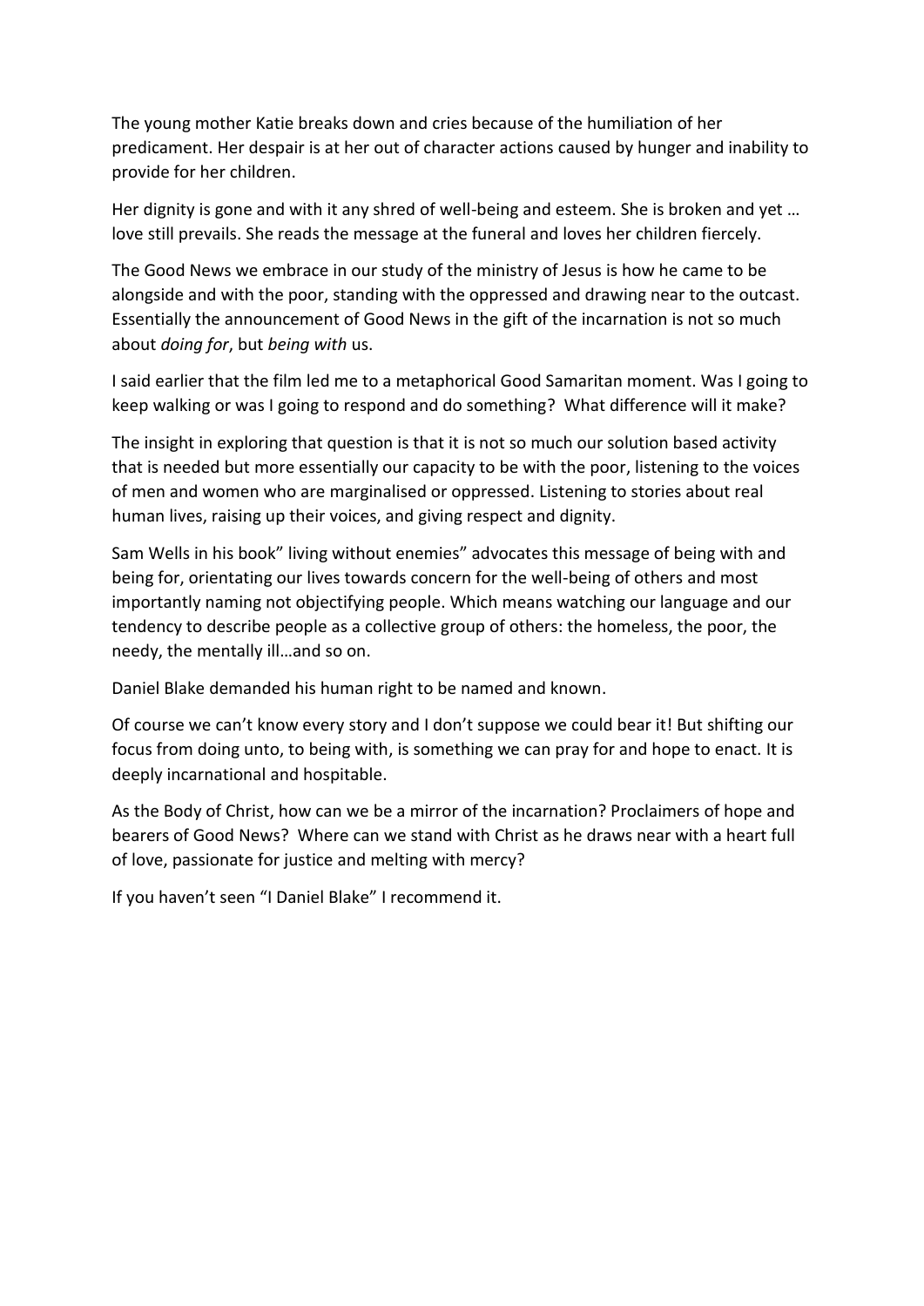The young mother Katie breaks down and cries because of the humiliation of her predicament. Her despair is at her out of character actions caused by hunger and inability to provide for her children.

Her dignity is gone and with it any shred of well-being and esteem. She is broken and yet … love still prevails. She reads the message at the funeral and loves her children fiercely.

The Good News we embrace in our study of the ministry of Jesus is how he came to be alongside and with the poor, standing with the oppressed and drawing near to the outcast. Essentially the announcement of Good News in the gift of the incarnation is not so much about *doing for*, but *being with* us.

I said earlier that the film led me to a metaphorical Good Samaritan moment. Was I going to keep walking or was I going to respond and do something? What difference will it make?

The insight in exploring that question is that it is not so much our solution based activity that is needed but more essentially our capacity to be with the poor, listening to the voices of men and women who are marginalised or oppressed. Listening to stories about real human lives, raising up their voices, and giving respect and dignity.

Sam Wells in his book" living without enemies" advocates this message of being with and being for, orientating our lives towards concern for the well-being of others and most importantly naming not objectifying people. Which means watching our language and our tendency to describe people as a collective group of others: the homeless, the poor, the needy, the mentally ill…and so on.

Daniel Blake demanded his human right to be named and known.

Of course we can't know every story and I don't suppose we could bear it! But shifting our focus from doing unto, to being with, is something we can pray for and hope to enact. It is deeply incarnational and hospitable.

As the Body of Christ, how can we be a mirror of the incarnation? Proclaimers of hope and bearers of Good News? Where can we stand with Christ as he draws near with a heart full of love, passionate for justice and melting with mercy?

If you haven't seen "I Daniel Blake" I recommend it.